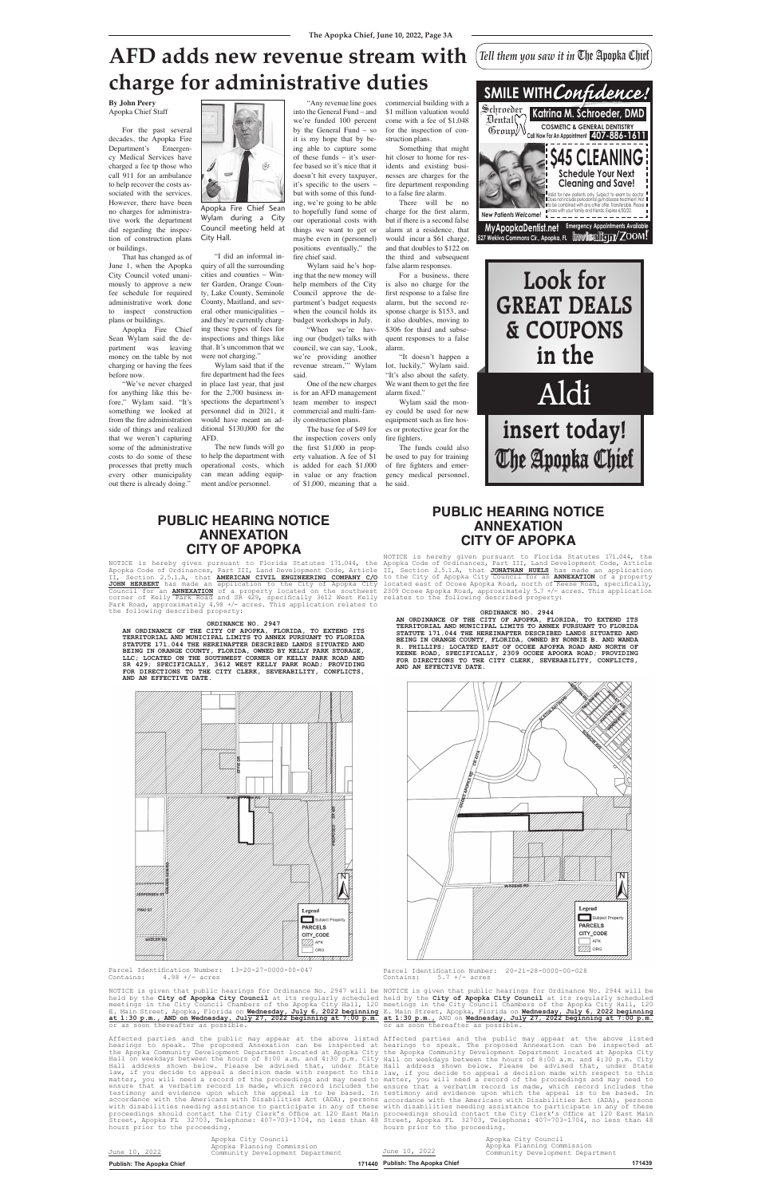# AFD adds new revenue stream with charge for administrative duties

*Tell them you saw it in The Apopka Chief*

**By John Peery**
Apopka Chief Staff

For the past several decades, the Apopka Fire Department's Emergency Medical Services have charged a fee tp those who call 911 for an ambulance to help recover the costs associated with the services. However, there have been no charges for administrative work the department did regarding the inspection of construction plans or buildings.

That has changed as of June 1, when the Apopka City Council voted unanimously to approve a new fee schedule for required administrative work done to inspect construction plans or buildings.

Apopka Fire Chief Sean Wylam said the department was leaving money on the table by not charging or having the fees before now.

"We've never charged for anything like this before," Wylam said. "It's something we looked at from the fire administration side of things and realized that we weren't capturing some of the administrative costs to do some of these processes that pretty much every other municipality out there is already doing."

Apopka Fire Chief Sean Wylam during a City Council meeting held at City Hall.

"I did an informal inquiry of all the surrounding cities and counties – Winter Garden, Orange County, Lake County, Seminole County, Maitland, and several other municipalities – and they're currently charging these types of fees for inspections and things like that. It's uncommon that we were not charging."

Wylam said that if the fire department had the fees in place last year, that just for the 2,700 business inspections the department's personnel did in 2021, it would have meant an additional $130,000 for the AFD.

The new funds will go to help the department with operational costs, which can mean adding equipment and/or personnel.

"Any revenue line goes into the General Fund – and we're funded 100 percent by the General Fund – so it is my hope that by being able to capture some of these funds – it's user-fee based so it's nice that it doesn't hit every taxpayer, it's specific to the users – but with some of this funding, we're going to be able to hopefully fund some of our operational costs with things we want to get or maybe even in (personnel) positions eventually," the fire chief said.

Wylam said he's hoping that the new money will help members of the City Council approve the department's budget requests when the council holds its budget workshops in July.

"When we're having our (budget) talks with council, we can say, 'Look, we're providing another revenue stream,'" Wylam said.

One of the new charges is for an AFD management team member to inspect commercial and multi-family construction plans.

The base fee of $49 for the inspection covers only the first $1,000 in property valuation. A fee of $1 is added for each $1,000 in value or any fraction of $1,000, meaning that a commercial building with a $1 million valuation would come with a fee of $1,048 for the inspection of construction plans.

Something that might hit closer to home for residents and existing businesses are charges for the fire department responding to a false fire alarm.

There will be no charge for the first alarm, but if there is a second false alarm at a residence, that would incur a $61 charge, and that doubles to $122 on the third and subsequent false alarm responses.

For a business, there is also no charge for the first response to a false fire alarm, but the second response charge is $153, and it also doubles, moving to $306 for third and subsequent responses to a false alarm.

"It doesn't happen a lot, luckily," Wylam said. "It's also about the safety. We want them to get the fire alarm fixed."

Wylam said the money could be used for new equipment such as fire hoses or protective gear for the fire fighters.

The funds could also be used to pay for training of fire fighters and emergency medical personnel, he said.

---

**SMILE WITH *Confidence!***
Schroeder Dental Group
**Katrina M. Schroeder, DMD**
COSMETIC & GENERAL DENTISTRY
Call Now For An Appointment **407-886-1611**
**$45 CLEANING**
**Schedule Your Next Cleaning and Save!**
Valid for new patients only. Subject to exam by doctor. Does not include periodontal gum disease treatment. Not to be combined with any other offer. Transferable. Please share with your family and friends. Expires 6/30/22
*New Patients Welcome!*
**MyApopkaDentist.net** Emergency Appointments Available
527 Wekiva Commons Cir., Apopka, FL invisalign/ZOOM!

---

**Look for GREAT DEALS & COUPONS in the**
**Aldi**
**insert today!**
**The Apopka Chief**

---

## PUBLIC HEARING NOTICE ANNEXATION CITY OF APOPKA

NOTICE is hereby given pursuant to Florida Statutes 171.044, the Apopka Code of Ordinances, Part III, Land Development Code, Article II, Section 2.5.1.A, that **AMERICAN CIVIL ENGINEERING COMPANY C/O JOHN HERBERT** has made an application to the City of Apopka City Council for an **ANNEXATION** of a property located on the southwest corner of Kelly Park Road and SR 429, specifically 3612 West Kelly Park Road, approximately 4.98 +/- acres. This application relates to the following described property:

**ORDINANCE NO. 2947**
**AN ORDINANCE OF THE CITY OF APOPKA, FLORIDA, TO EXTEND ITS TERRITORIAL AND MUNICIPAL LIMITS TO ANNEX PURSUANT TO FLORIDA STATUTE 171.044 THE HEREINAFTER DESCRIBED LANDS SITUATED AND BEING IN ORANGE COUNTY, FLORIDA, OWNED BY KELLY PARK STORAGE, LLC; LOCATED ON THE SOUTHWEST CORNER OF KELLY PARK ROAD AND SR 429; SPECIFICALLY, 3612 WEST KELLY PARK ROAD; PROVIDING FOR DIRECTIONS TO THE CITY CLERK, SEVERABILITY, CONFLICTS, AND AN EFFECTIVE DATE.**

Parcel Identification Number: 13-20-27-0000-00-047
Contains: 4.98 +/- acres

NOTICE is given that public hearings for Ordinance No. 2947 will be held by the **City of Apopka City Council** at its regularly scheduled meetings in the City Council Chambers of the Apopka City Hall, 120 E. Main Street, Apopka, Florida on **Wednesday, July 6, 2022 beginning at 1:30 p.m., AND on Wednesday, July 27, 2022 beginning at 7:00 p.m.** or as soon thereafter as possible.

Affected parties and the public may appear at the above listed hearings to speak. The proposed Annexation can be inspected at the Apopka Community Development Department located at Apopka City Hall on weekdays between the hours of 8:00 a.m. and 4:30 p.m. City Hall address shown below. Please be advised that, under State law, if you decide to appeal a decision made with respect to this matter, you will need a record of the proceedings and may need to ensure that a verbatim record is made, which record includes the testimony and evidence upon which the appeal is to be based. In accordance with the Americans with Disabilities Act (ADA), persons with disabilities needing assistance to participate in any of these proceedings should contact the City Clerk's Office at 120 East Main Street, Apopka FL 32703, Telephone: 407-703-1704, no less than 48 hours prior to the proceeding.

June 10, 2022
Apopka City Council
Apopka Planning Commission
Community Development Department

**Publish: The Apopka Chief** **171440**

---

## PUBLIC HEARING NOTICE ANNEXATION CITY OF APOPKA

NOTICE is hereby given pursuant to Florida Statutes 171.044, the Apopka Code of Ordinances, Part III, Land Development Code, Article II, Section 2.5.1.A, that **JONATHAN HUELS** has made an application to the City of Apopka City Council for an **ANNEXATION** of a property located east of Ocoee Apopka Road, north of Keene Road, specifically, 2309 Ocoee Apopka Road, approximately 5.7 +/- acres. This application relates to the following described property:

**ORDINANCE NO. 2944**
**AN ORDINANCE OF THE CITY OF APOPKA, FLORIDA, TO EXTEND ITS TERRITORIAL AND MUNICIPAL LIMITS TO ANNEX PURSUANT TO FLORIDA STATUTE 171.044 THE HEREINAFTER DESCRIBED LANDS SITUATED AND BEING IN ORANGE COUNTY, FLORIDA, OWNED BY RONNIE B. AND WANDA R. PHILLIPS; LOCATED EAST OF OCOEE APOPKA ROAD AND NORTH OF KEENE ROAD, SPECIFICALLY, 2309 OCOEE APOPKA ROAD; PROVIDING FOR DIRECTIONS TO THE CITY CLERK, SEVERABILITY, CONFLICTS, AND AN EFFECTIVE DATE.**

Parcel Identification Number: 20-21-28-0000-00-028
Contains: 5.7 +/- acres

NOTICE is given that public hearings for Ordinance No. 2944 will be held by the **City of Apopka City Council** at its regularly scheduled meetings in the City Council Chambers of the Apopka City Hall, 120 E. Main Street, Apopka, Florida on **Wednesday, July 6, 2022 beginning at 1:30 p.m.**, AND on **Wednesday, July 27, 2022 beginning at 7:00 p.m.** or as soon thereafter as possible.

Affected parties and the public may appear at the above listed hearings to speak. The proposed Annexation can be inspected at the Apopka Community Development Department located at Apopka City Hall on weekdays between the hours of 8:00 a.m. and 4:30 p.m. City Hall address shown below. Please be advised that, under State law, if you decide to appeal a decision made with respect to this matter, you will need a record of the proceedings and may need to ensure that a verbatim record is made, which record includes the testimony and evidence upon which the appeal is to be based. In accordance with the Americans with Disabilities Act (ADA), persons with disabilities needing assistance to participate in any of these proceedings should contact the City Clerk's Office at 120 East Main Street, Apopka FL 32703, Telephone: 407-703-1704, no less than 48 hours prior to the proceeding.

June 10, 2022
Apopka City Council
Apopka Planning Commission
Community Development Department

**Publish: The Apopka Chief** **171439**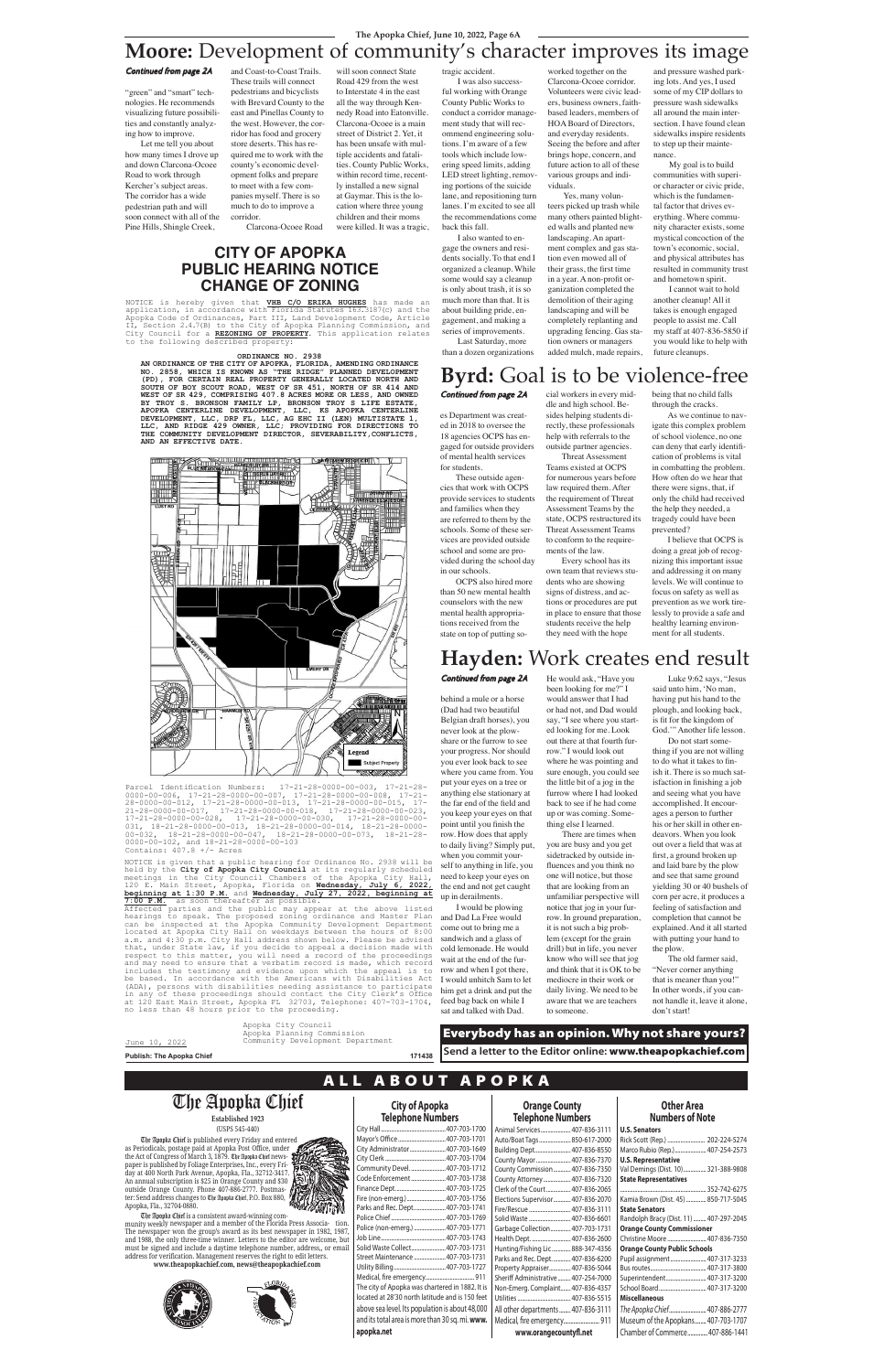# Moore: Development of community's character improves its image

*Continued from page 2A*

"green" and "smart" technologies. He recommends visualizing future possibilities and constantly analyzing how to improve.

Let me tell you about how many times I drove up and down Clarcona-Ocoee Road to work through Kercher's subject areas. The corridor has a wide pedestrian path and will soon connect with all of the Pine Hills, Shingle Creek, and Coast-to-Coast Trails. These trails will connect pedestrians and bicyclists with Brevard County to the east and Pinellas County to the west. However, the corridor has food and grocery store deserts. This has required me to work with the county's economic development folks and prepare to meet with a few companies myself. There is so much to do to improve a corridor.

Clarcona-Ocoee Road will soon connect State Road 429 from the west to Interstate 4 in the east all the way through Kennedy Road into Eatonville. Clarcona-Ocoee is a main street of District 2. Yet, it has been unsafe with multiple accidents and fatalities. County Public Works, within record time, recently installed a new signal at Gaymar. This is the location where three young children and their moms were killed. It was a tragic, tragic accident.

I was also successful working with Orange County Public Works to conduct a corridor management study that will recommend engineering solutions. I'm aware of a few tools which include lowering speed limits, adding LED street lighting, removing portions of the suicide lane, and repositioning turn lanes. I'm excited to see all the recommendations come back this fall.

I also wanted to engage the owners and residents socially. To that end I organized a cleanup. While some would say a cleanup is only about trash, it is so much more than that. It is about building pride, engagement, and making a series of improvements.

Last Saturday, more than a dozen organizations worked together on the Clarcona-Ocoee corridor. Volunteers were civic leaders, business owners, faith-based leaders, members of HOA Board of Directors, and everyday residents. Seeing the before and after brings hope, concern, and future action to all of these various groups and individuals.

Yes, many volunteers picked up trash while many others painted blighted walls and planted new landscaping. An apartment complex and gas station even mowed all of their grass, the first time in a year. A non-profit organization completed the demolition of their aging landscaping and will be completely replanting and upgrading fencing. Gas station owners or managers added mulch, made repairs, and pressure washed parking lots. And yes, I used some of my CIP dollars to pressure wash sidewalks all around the main intersection. I have found clean sidewalks inspire residents to step up their maintenance.

My goal is to build communities with superior character or civic pride, which is the fundamental factor that drives everything. Where community character exists, some mystical concoction of the town's economic, social, and physical attributes has resulted in community trust and hometown spirit.

I cannot wait to hold another cleanup! All it takes is enough engaged people to assist me. Call my staff at 407-836-5850 if you would like to help with future cleanups.

## CITY OF APOPKA PUBLIC HEARING NOTICE CHANGE OF ZONING

NOTICE is hereby given that **VHB C/O ERIKA HUGHES** has made an application, in accordance with Florida Statutes 163.3187(c) and the Apopka Code of Ordinances, Part III, Land Development Code, Article II, Section 2.4.7(B) to the City of Apopka Planning Commission, and City Council for a **REZONING OF PROPERTY**. This application relates to the following described property:

**ORDINANCE NO. 2938**
**AN ORDINANCE OF THE CITY OF APOPKA, FLORIDA, AMENDING ORDINANCE NO. 2858, WHICH IS KNOWN AS "THE RIDGE" PLANNED DEVELOPMENT (PD), FOR CERTAIN REAL PROPERTY GENERALLY LOCATED NORTH AND SOUTH OF BOY SCOUT ROAD, WEST OF SR 451, NORTH OF SR 414 AND WEST OF SR 429, COMPRISING 407.8 ACRES MORE OR LESS, AND OWNED BY TROY S. BRONSON FAMILY LP, BRONSON TROY S LIFE ESTATE, APOPKA CENTERLINE DEVELOPMENT, LLC, KS APOPKA CENTERLINE DEVELOPMENT, LLC, DRP FL, LLC, AG EHC II (LEN) MULTISTATE 1, LLC, AND RIDGE 429 OWNER, LLC; PROVIDING FOR DIRECTIONS TO THE COMMUNITY DEVELOPMENT DIRECTOR, SEVERABILITY, CONFLICTS, AND AN EFFECTIVE DATE.**

Legend
Subject Property

Parcel Identification Numbers: 17-21-28-0000-00-003, 17-21-28-0000-00-006, 17-21-28-0000-00-007, 17-21-28-0000-00-008, 17-21-28-0000-00-012, 17-21-28-0000-00-013, 17-21-28-0000-00-015, 17-21-28-0000-00-017, 17-21-28-0000-00-018, 17-21-28-0000-00-023, 17-21-28-0000-00-028, 17-21-28-0000-00-030, 17-21-28-0000-00-031, 18-21-28-0000-00-013, 18-21-28-0000-00-014, 18-21-28-0000-00-032, 18-21-28-0000-00-047, 18-21-28-0000-00-073, 18-21-28-0000-00-102, and 18-21-28-0000-00-103
Contains: 407.8 +/- Acres

NOTICE is given that a public hearing for Ordinance No. 2938 will be held by the **City of Apopka City Council** at its regularly scheduled meetings in the City Council Chambers of the Apopka City Hall, 120 E. Main Street, Apopka, Florida on **Wednesday, July 6, 2022, beginning at 1:30 P.M.** and **Wednesday, July 27, 2022, beginning at 7:00 P.M.** as soon thereafter as possible.

Affected parties and the public may appear at the above listed hearings to speak. The proposed zoning ordinance and Master Plan can be inspected at the Apopka Community Development Department located at Apopka City Hall on weekdays between the hours of 8:00 a.m. and 4:30 p.m. City Hall address shown below. Please be advised that, under State law, if you decide to appeal a decision made with respect to this matter, you will need a record of the proceedings and may need to ensure that a verbatim record is made, which record includes the testimony and evidence upon which the appeal is to be based. In accordance with the Americans with Disabilities Act (ADA), persons with disabilities needing assistance to participate in any of these proceedings should contact the City Clerk's Office at 120 East Main Street, Apopka FL 32703, Telephone: 407-703-1704, no less than 48 hours prior to the proceeding.

Apopka City Council
Apopka Planning Commission
Community Development Department

June 10, 2022

**Publish: The Apopka Chief** 171438

# Byrd: Goal is to be violence-free

*Continued from page 2A*

es Department was created in 2018 to oversee the 18 agencies OCPS has engaged for outside providers of mental health services for students.

These outside agencies that work with OCPS provide services to students and families when they are referred to them by the schools. Some of these services are provided outside school and some are provided during the school day in our schools.

OCPS also hired more than 50 new mental health counselors with the new mental health appropriations received from the state on top of putting social workers in every middle and high school. Besides helping students directly, these professionals help with referrals to the outside partner agencies.

Threat Assessment Teams existed at OCPS for numerous years before law required them. After the requirement of Threat Assessment Teams by the state, OCPS restructured its Threat Assessment Teams to conform to the requirements of the law.

Every school has its own team that reviews students who are showing signs of distress, and actions or procedures are put in place to ensure that those students receive the help they need with the hope being that no child falls through the cracks.

As we continue to navigate this complex problem of school violence, no one can deny that early identification of the problem is vital in combatting the problem. How often do we hear that there were signs, that, if only the child had received the help they needed, a tragedy could have been prevented?

I believe that OCPS is doing a great job of recognizing this important issue and addressing it on many levels. We will continue to focus on safety as well as prevention as we work tirelessly to provide a safe and healthy learning environment for all students.

# Hayden: Work creates end result

*Continued from page 2A*

behind a mule or a horse (Dad had two beautiful Belgian draft horses), you never look at the plowshare or the furrow to see your progress. Nor should you ever look back to see where you came from. You put your eyes on a tree or anything else stationary at the far end of the field and you keep your eyes on that point until you finish the row. How does that apply to daily living? Simply put, when you commit yourself to anything in life, you need to keep your eyes on the end and not get caught up in derailments.

I would be plowing and Dad La Free would come out to bring me a sandwich and a glass of cold lemonade. He would wait at the end of the furrow and when I got there, I would unhitch Sam to let him get a drink and put the feed bag back on while I sat and talked with Dad. He would ask, "Have you been looking for me?" I would answer that I had or had not, and Dad would say, "I see where you started looking for me. Look out there at that fourth furrow." I would look out where he was pointing and sure enough, you could see the little bit of a jog in the furrow where I had looked back to see if he had come up or was coming. Something else I learned.

There are times when you are busy and you get sidetracked by outside influences and you think no one will notice, but those that are looking from an unfamiliar perspective will notice that jog in your furrow. In ground preparation, it is not such a big problem (except for the grain drill) but in life, you never know who will see that jog and think that it is OK to be mediocre in their work or daily living. We need to be aware that we are teachers to someone.

Luke 9:62 says, "Jesus said unto him, 'No man, having put his hand to the plough, and looking back, is fit for the kingdom of God.'" Another life lesson.

Do not start something if you are not willing to do what it takes to finish it. There is so much satisfaction in finishing a job and seeing what you have accomplished. It encourages a person to further his or her skill in other endeavors. When you look out over a field that was at first, a ground broken up and laid bare by the plow and see that same ground yielding 30 or 40 bushels of corn per acre, it produces a feeling of satisfaction and completion that cannot be explained. And it all started with putting your hand to the plow.

The old farmer said, "Never corner anything that is meaner than you!" In other words, if you cannot handle it, leave it alone, don't start!

**Everybody has an opinion. Why not share yours?**
**Send a letter to the Editor online: www.theapopkachief.com**

## ALL ABOUT APOPKA

### The Apopka Chief

**Established 1923**
(USPS 545-440)

*The Apopka Chief* is published every Friday and entered as Periodicals, postage paid at Apopka Post Office, under the Act of Congress of March 3, 1879. *The Apopka Chief* newspaper is published by Foliage Enterprises, Inc., every Friday at 400 North Park Avenue, Apopka, Fla., 32712-3417. An annual subscription is $25 in Orange County and $30 outside Orange County. Phone 407-886-2777. Postmaster: Send address changes to *The Apopka Chief*, P.O. Box 880, Apopka, Fla., 32704-0880.

*The Apopka Chief* is a consistent award-winning community weekly newspaper and a member of the Florida Press Association. The newspaper won the group's award as its best newspaper in 1982, 1987, and 1988, the only three-time winner. Letters to the editor are welcome, but must be signed and include a daytime telephone number, address, or email address for verification. Management reserves the right to edit letters.
**www.theapopkachief.com, news@theapopkachief.com**

### City of Apopka Telephone Numbers

| | |
|---|---|
| City Hall | 407-703-1700 |
| Mayor's Office | 407-703-1701 |
| City Administrator | 407-703-1649 |
| City Clerk | 407-703-1704 |
| Community Devel. | 407-703-1712 |
| Code Enforcement | 407-703-1738 |
| Finance Dept. | 407-703-1725 |
| Fire (non-emerg.) | 407-703-1756 |
| Parks and Rec. Dept. | 407-703-1741 |
| Police Chief | 407-703-1769 |
| Police (non-emerg.) | 407-703-1771 |
| Job Line | 407-703-1743 |
| Solid Waste Collect. | 407-703-1731 |
| Street Maintenance | 407-703-1731 |
| Utility Billing | 407-703-1727 |
| Medical, fire emergency | 911 |

The City of Apopka was chartered in 1882. It is located at 28°30 north latitude and is 150 feet above sea level. Its population is about 48,000 and its total area is more than 30 sq. mi. **www.apopka.net**

### Orange County Telephone Numbers

| | |
|---|---|
| Animal Services | 407-836-3111 |
| Auto/Boat Tags | 850-617-2000 |
| Building Dept. | 407-836-8550 |
| County Mayor | 407-836-7370 |
| County Commission | 407-836-7350 |
| County Attorney | 407-836-7320 |
| Clerk of the Court | 407-836-2065 |
| Elections Supervisor | 407-836-2070 |
| Fire/Rescue | 407-836-3111 |
| Solid Waste | 407-836-6601 |
| Garbage Collection | 407-703-1731 |
| Health Dept. | 407-836-2600 |
| Hunting/Fishing Lic. | 888-347-4356 |
| Parks and Rec. Dept. | 407-836-6200 |
| Property Appraiser | 407-836-5044 |
| Sheriff Administrative | 407-254-7000 |
| Non-Emerg. Complaint | 407-836-4357 |
| Utilities | 407-836-5515 |
| All other departments | 407-836-3111 |
| Medical, fire emergency | 911 |

**www.orangecountyfl.net**

### Other Area Numbers of Note

| | |
|---|---|
| **U.S. Senators** | |
| Rick Scott (Rep.) | 202-224-5274 |
| Marco Rubio (Rep.) | 407-254-2573 |
| **U.S. Representative** | |
| Val Demings (Dist. 10) | 321-388-9808 |
| **State Representatives** | |
| | 352-742-6275 |
| Kamia Brown (Dist. 45) | 850-717-5045 |
| **State Senators** | |
| Randolph Bracy (Dist. 11) | 407-297-2045 |
| **Orange County Commissioner** | |
| Christine Moore | 407-836-7350 |
| **Orange County Public Schools** | |
| Pupil assignment | 407-317-3233 |
| Bus routes | 407-317-3800 |
| Superintendent | 407-317-3200 |
| School Board | 407-317-3200 |
| **Miscellaneous** | |
| *The Apopka Chief* | 407-886-2777 |
| Museum of the Apopkans | 407-703-1707 |
| Chamber of Commerce | 407-886-1441 |